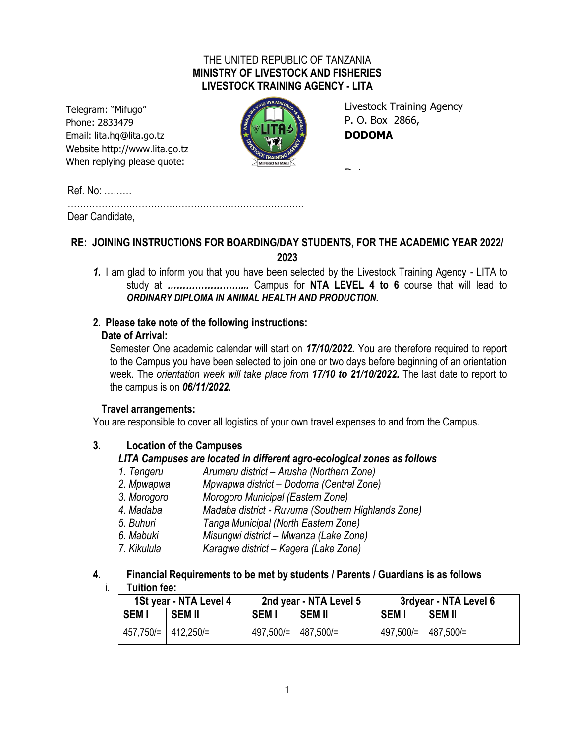THE UNITED REPUBLIC OF TANZANIA
**MINISTRY OF LIVESTOCK AND FISHERIES**
**LIVESTOCK TRAINING AGENCY - LITA**

Telegram: "Mifugo"
Phone: 2833479
Email: lita.hq@lita.go.tz
Website http://www.lita.go.tz
When replying please quote:

Livestock Training Agency
P. O. Box 2866,
**DODOMA**

Ref. No: ………

…………………………………………………………………..
Dear Candidate,

**RE: JOINING INSTRUCTIONS FOR BOARDING/DAY STUDENTS, FOR THE ACADEMIC YEAR 2022/ 2023**

***1.*** I am glad to inform you that you have been selected by the Livestock Training Agency - LITA to study at ***……………………..*** Campus for **NTA LEVEL 4 to 6** course that will lead to ***ORDINARY DIPLOMA IN ANIMAL HEALTH AND PRODUCTION.***

**2. Please take note of the following instructions:**

**Date of Arrival:**

Semester One academic calendar will start on ***17/10/2022.*** You are therefore required to report to the Campus you have been selected to join one or two days before beginning of an orientation week. The *orientation week will take place from* ***17/10 to 21/10/2022.*** The last date to report to the campus is on ***06/11/2022.***

**Travel arrangements:**

You are responsible to cover all logistics of your own travel expenses to and from the Campus.

**3. Location of the Campuses**

***LITA Campuses are located in different agro-ecological zones as follows***

1. *Tengeru* — *Arumeru district – Arusha (Northern Zone)*
2. *Mpwapwa* — *Mpwapwa district – Dodoma (Central Zone)*
3. *Morogoro* — *Morogoro Municipal (Eastern Zone)*
4. *Madaba* — *Madaba district - Ruvuma (Southern Highlands Zone)*
5. *Buhuri* — *Tanga Municipal (North Eastern Zone)*
6. *Mabuki* — *Misungwi district – Mwanza (Lake Zone)*
7. *Kikulula* — *Karagwe district – Kagera (Lake Zone)*

**4. Financial Requirements to be met by students / Parents / Guardians is as follows**

i. **Tuition fee:**

| 1St year - NTA Level 4 | | 2nd year - NTA Level 5 | | 3rdyear - NTA Level 6 | |
|---|---|---|---|---|---|
| **SEM I** | **SEM II** | **SEM I** | **SEM II** | **SEM I** | **SEM II** |
| 457,750/= | 412,250/= | 497,500/= | 487,500/= | 497,500/= | 487,500/= |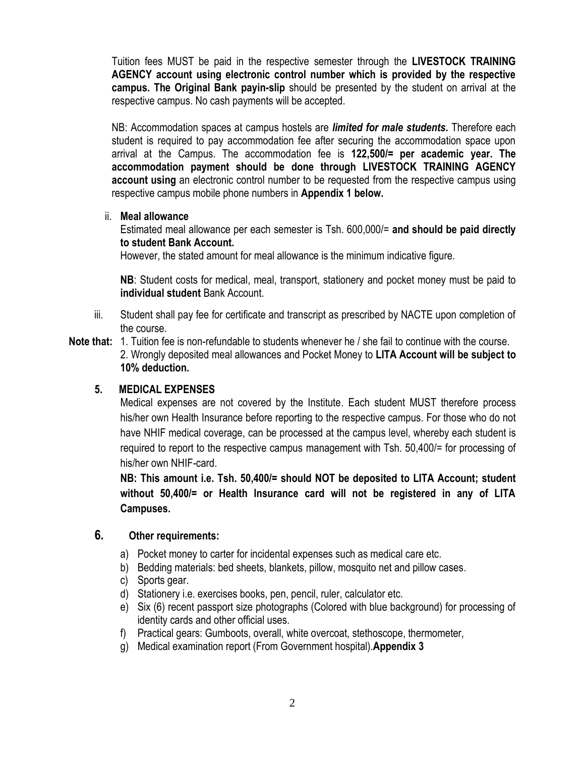Tuition fees MUST be paid in the respective semester through the **LIVESTOCK TRAINING AGENCY account using electronic control number which is provided by the respective campus. The Original Bank payin-slip** should be presented by the student on arrival at the respective campus. No cash payments will be accepted.

NB: Accommodation spaces at campus hostels are ***limited for male students.*** Therefore each student is required to pay accommodation fee after securing the accommodation space upon arrival at the Campus. The accommodation fee is **122,500/= per academic year. The accommodation payment should be done through LIVESTOCK TRAINING AGENCY account using** an electronic control number to be requested from the respective campus using respective campus mobile phone numbers in **Appendix 1 below.**

ii. **Meal allowance**

Estimated meal allowance per each semester is Tsh. 600,000/= **and should be paid directly to student Bank Account.**

However, the stated amount for meal allowance is the minimum indicative figure.

**NB**: Student costs for medical, meal, transport, stationery and pocket money must be paid to **individual student** Bank Account.

iii. Student shall pay fee for certificate and transcript as prescribed by NACTE upon completion of the course.

**Note that:** 1. Tuition fee is non-refundable to students whenever he / she fail to continue with the course.
2. Wrongly deposited meal allowances and Pocket Money to **LITA Account will be subject to 10% deduction.**

## 5. MEDICAL EXPENSES

Medical expenses are not covered by the Institute. Each student MUST therefore process his/her own Health Insurance before reporting to the respective campus. For those who do not have NHIF medical coverage, can be processed at the campus level, whereby each student is required to report to the respective campus management with Tsh. 50,400/= for processing of his/her own NHIF-card.

**NB: This amount i.e. Tsh. 50,400/= should NOT be deposited to LITA Account; student without 50,400/= or Health Insurance card will not be registered in any of LITA Campuses.**

## 6. Other requirements:

a) Pocket money to carter for incidental expenses such as medical care etc.
b) Bedding materials: bed sheets, blankets, pillow, mosquito net and pillow cases.
c) Sports gear.
d) Stationery i.e. exercises books, pen, pencil, ruler, calculator etc.
e) Six (6) recent passport size photographs (Colored with blue background) for processing of identity cards and other official uses.
f) Practical gears: Gumboots, overall, white overcoat, stethoscope, thermometer,
g) Medical examination report (From Government hospital).**Appendix 3**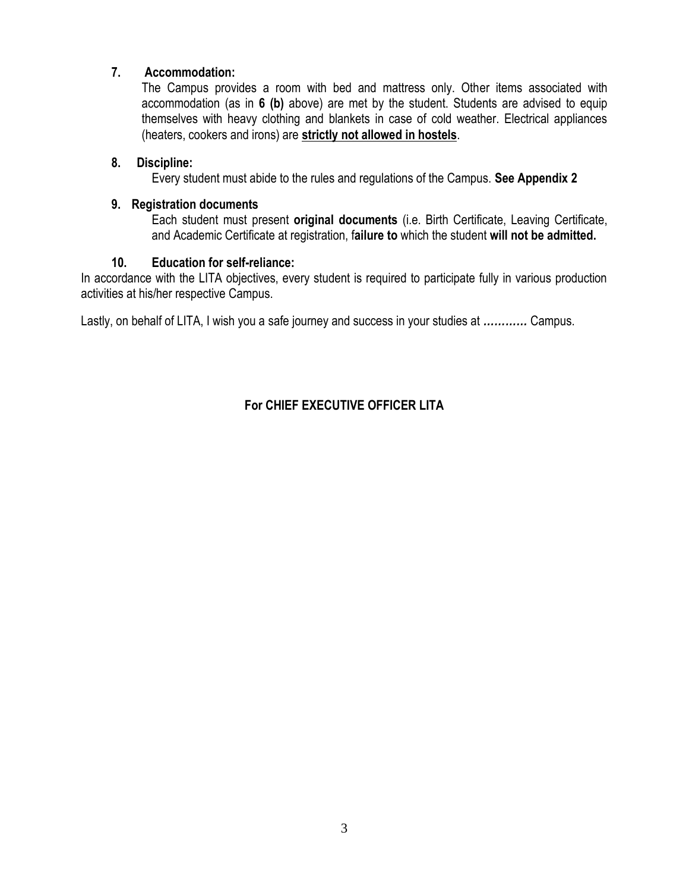**7. Accommodation:**

The Campus provides a room with bed and mattress only. Other items associated with accommodation (as in **6 (b)** above) are met by the student. Students are advised to equip themselves with heavy clothing and blankets in case of cold weather. Electrical appliances (heaters, cookers and irons) are **strictly not allowed in hostels**.

**8. Discipline:**

Every student must abide to the rules and regulations of the Campus. **See Appendix 2**

**9. Registration documents**

Each student must present **original documents** (i.e. Birth Certificate, Leaving Certificate, and Academic Certificate at registration, f**ailure to** which the student **will not be admitted.**

**10. Education for self-reliance:**

In accordance with the LITA objectives, every student is required to participate fully in various production activities at his/her respective Campus.

Lastly, on behalf of LITA, I wish you a safe journey and success in your studies at ***…………*** Campus.

**For CHIEF EXECUTIVE OFFICER LITA**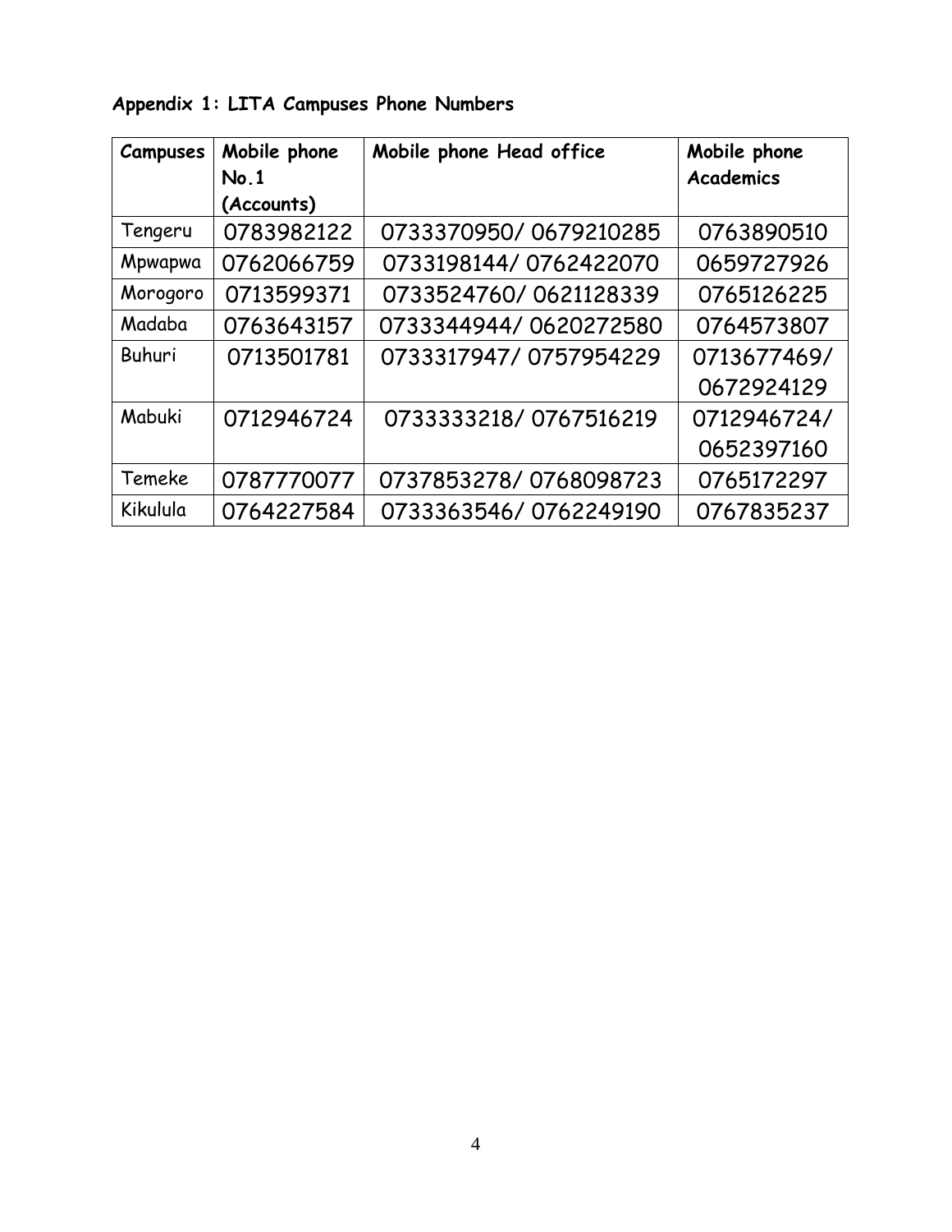**Appendix 1: LITA Campuses Phone Numbers**

| Campuses | Mobile phone No.1 (Accounts) | Mobile phone Head office | Mobile phone Academics |
|---|---|---|---|
| Tengeru | 0783982122 | 0733370950/ 0679210285 | 0763890510 |
| Mpwapwa | 0762066759 | 0733198144/ 0762422070 | 0659727926 |
| Morogoro | 0713599371 | 0733524760/ 0621128339 | 0765126225 |
| Madaba | 0763643157 | 0733344944/ 0620272580 | 0764573807 |
| Buhuri | 0713501781 | 0733317947/ 0757954229 | 0713677469/ 0672924129 |
| Mabuki | 0712946724 | 0733333218/ 0767516219 | 0712946724/ 0652397160 |
| Temeke | 0787770077 | 0737853278/ 0768098723 | 0765172297 |
| Kikulula | 0764227584 | 0733363546/ 0762249190 | 0767835237 |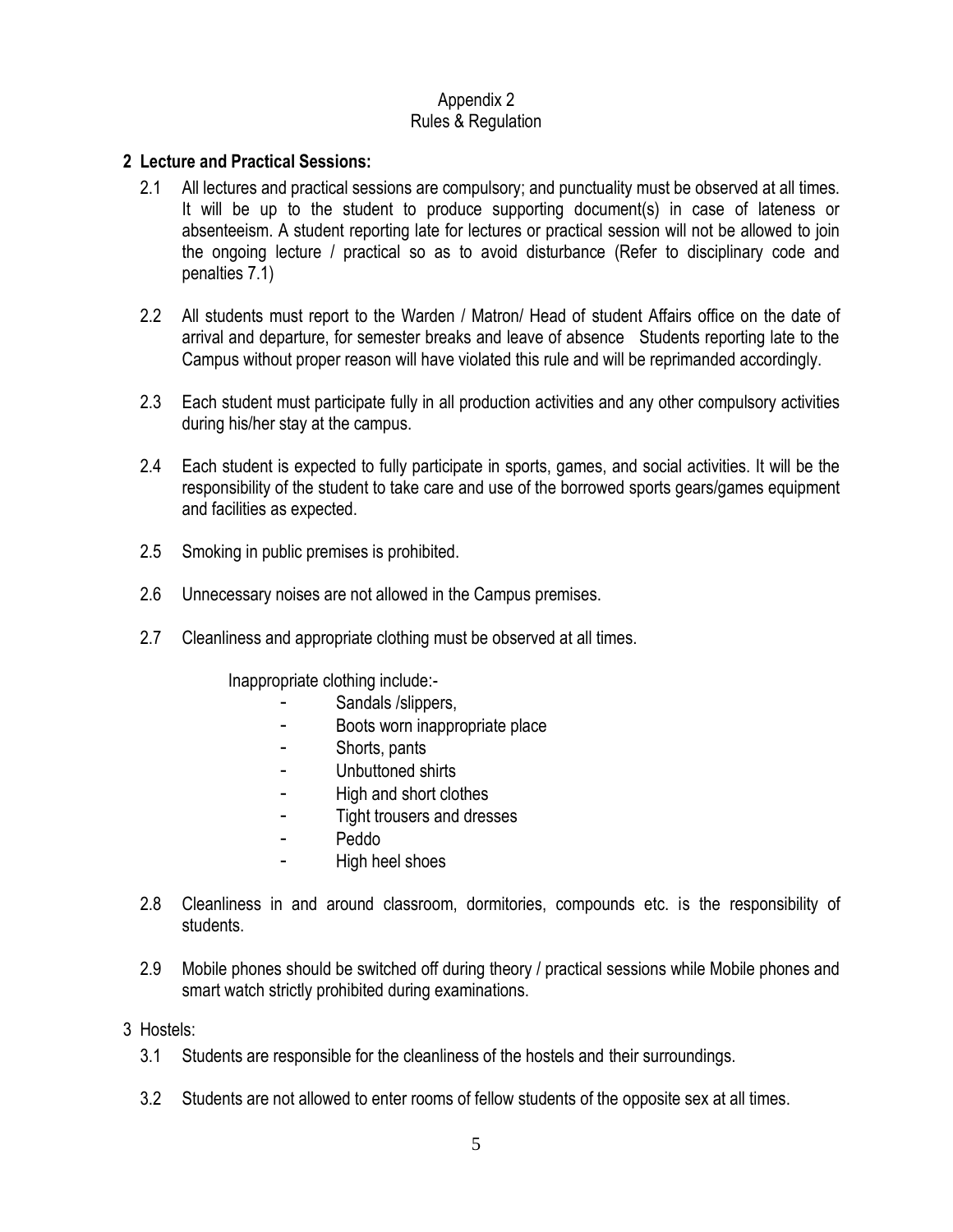Appendix 2
Rules & Regulation

## 2 Lecture and Practical Sessions:

2.1 All lectures and practical sessions are compulsory; and punctuality must be observed at all times. It will be up to the student to produce supporting document(s) in case of lateness or absenteeism. A student reporting late for lectures or practical session will not be allowed to join the ongoing lecture / practical so as to avoid disturbance (Refer to disciplinary code and penalties 7.1)

2.2 All students must report to the Warden / Matron/ Head of student Affairs office on the date of arrival and departure, for semester breaks and leave of absence Students reporting late to the Campus without proper reason will have violated this rule and will be reprimanded accordingly.

2.3 Each student must participate fully in all production activities and any other compulsory activities during his/her stay at the campus.

2.4 Each student is expected to fully participate in sports, games, and social activities. It will be the responsibility of the student to take care and use of the borrowed sports gears/games equipment and facilities as expected.

2.5 Smoking in public premises is prohibited.

2.6 Unnecessary noises are not allowed in the Campus premises.

2.7 Cleanliness and appropriate clothing must be observed at all times.

Inappropriate clothing include:-

- Sandals /slippers,
- Boots worn inappropriate place
- Shorts, pants
- Unbuttoned shirts
- High and short clothes
- Tight trousers and dresses
- Peddo
- High heel shoes

2.8 Cleanliness in and around classroom, dormitories, compounds etc. is the responsibility of students.

2.9 Mobile phones should be switched off during theory / practical sessions while Mobile phones and smart watch strictly prohibited during examinations.

3 Hostels:

3.1 Students are responsible for the cleanliness of the hostels and their surroundings.

3.2 Students are not allowed to enter rooms of fellow students of the opposite sex at all times.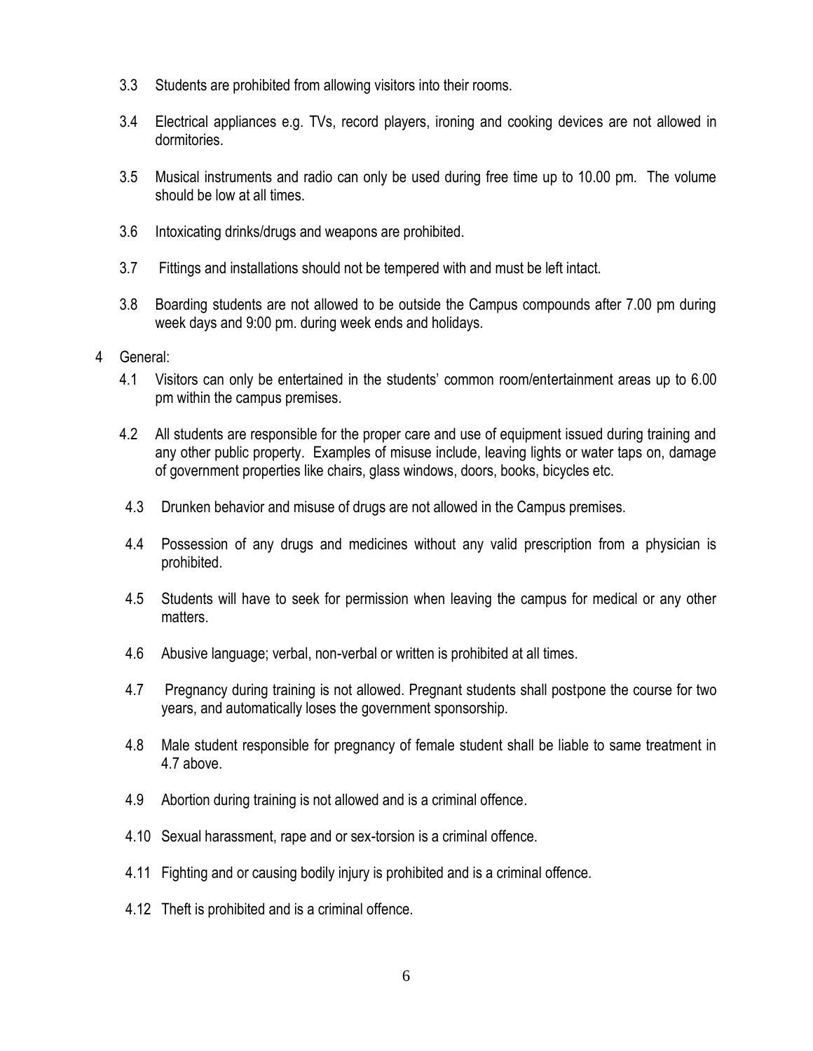3.3 Students are prohibited from allowing visitors into their rooms.

3.4 Electrical appliances e.g. TVs, record players, ironing and cooking devices are not allowed in dormitories.

3.5 Musical instruments and radio can only be used during free time up to 10.00 pm. The volume should be low at all times.

3.6 Intoxicating drinks/drugs and weapons are prohibited.

3.7 Fittings and installations should not be tempered with and must be left intact.

3.8 Boarding students are not allowed to be outside the Campus compounds after 7.00 pm during week days and 9:00 pm. during week ends and holidays.

4 General:

4.1 Visitors can only be entertained in the students' common room/entertainment areas up to 6.00 pm within the campus premises.

4.2 All students are responsible for the proper care and use of equipment issued during training and any other public property. Examples of misuse include, leaving lights or water taps on, damage of government properties like chairs, glass windows, doors, books, bicycles etc.

4.3 Drunken behavior and misuse of drugs are not allowed in the Campus premises.

4.4 Possession of any drugs and medicines without any valid prescription from a physician is prohibited.

4.5 Students will have to seek for permission when leaving the campus for medical or any other matters.

4.6 Abusive language; verbal, non-verbal or written is prohibited at all times.

4.7 Pregnancy during training is not allowed. Pregnant students shall postpone the course for two years, and automatically loses the government sponsorship.

4.8 Male student responsible for pregnancy of female student shall be liable to same treatment in 4.7 above.

4.9 Abortion during training is not allowed and is a criminal offence.

4.10 Sexual harassment, rape and or sex-torsion is a criminal offence.

4.11 Fighting and or causing bodily injury is prohibited and is a criminal offence.

4.12 Theft is prohibited and is a criminal offence.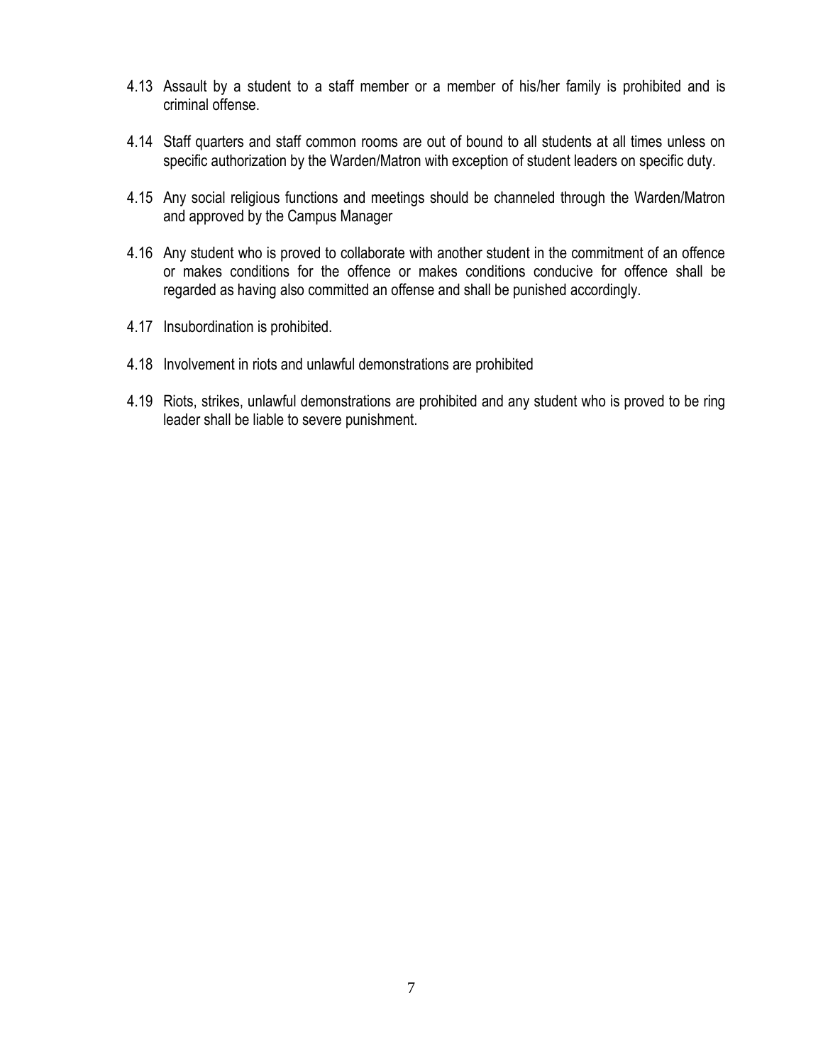4.13 Assault by a student to a staff member or a member of his/her family is prohibited and is criminal offense.

4.14 Staff quarters and staff common rooms are out of bound to all students at all times unless on specific authorization by the Warden/Matron with exception of student leaders on specific duty.

4.15 Any social religious functions and meetings should be channeled through the Warden/Matron and approved by the Campus Manager

4.16 Any student who is proved to collaborate with another student in the commitment of an offence or makes conditions for the offence or makes conditions conducive for offence shall be regarded as having also committed an offense and shall be punished accordingly.

4.17 Insubordination is prohibited.

4.18 Involvement in riots and unlawful demonstrations are prohibited

4.19 Riots, strikes, unlawful demonstrations are prohibited and any student who is proved to be ring leader shall be liable to severe punishment.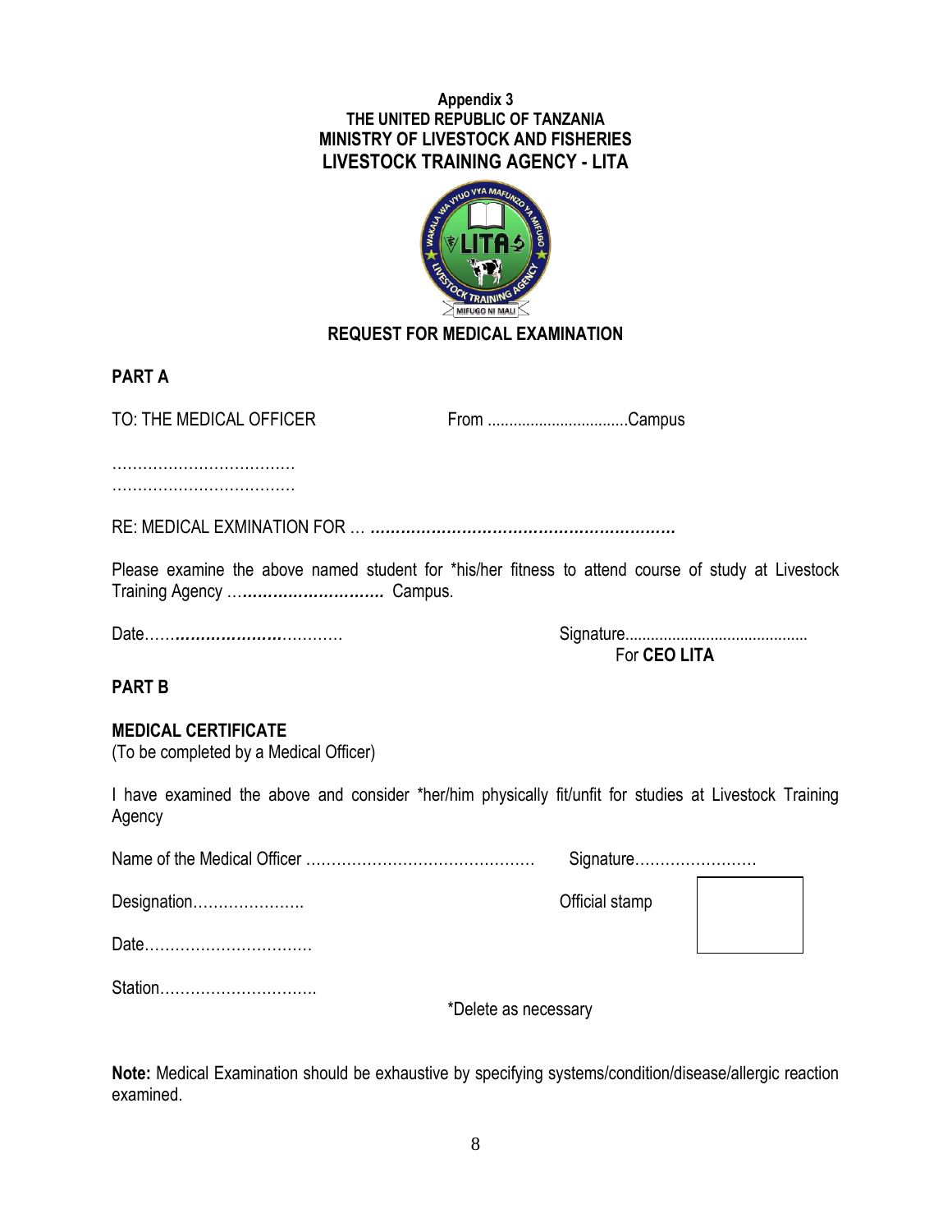**Appendix 3**
**THE UNITED REPUBLIC OF TANZANIA**
**MINISTRY OF LIVESTOCK AND FISHERIES**
**LIVESTOCK TRAINING AGENCY - LITA**

**REQUEST FOR MEDICAL EXAMINATION**

**PART A**

TO: THE MEDICAL OFFICER From ................................Campus

………………………………
………………………………

RE: MEDICAL EXMINATION FOR … ***……………………………………………………***

Please examine the above named student for *his/her fitness to attend course of study at Livestock Training Agency …***………………………*** Campus.

Date……***………………***………… Signature..........................................
For **CEO LITA**

**PART B**

**MEDICAL CERTIFICATE**
(To be completed by a Medical Officer)

I have examined the above and consider *her/him physically fit/unfit for studies at Livestock Training Agency

Name of the Medical Officer ……………………………………… Signature……………………

Designation…………………. Official stamp

Date……………………………

Station………………………….

*Delete as necessary

**Note:** Medical Examination should be exhaustive by specifying systems/condition/disease/allergic reaction examined.